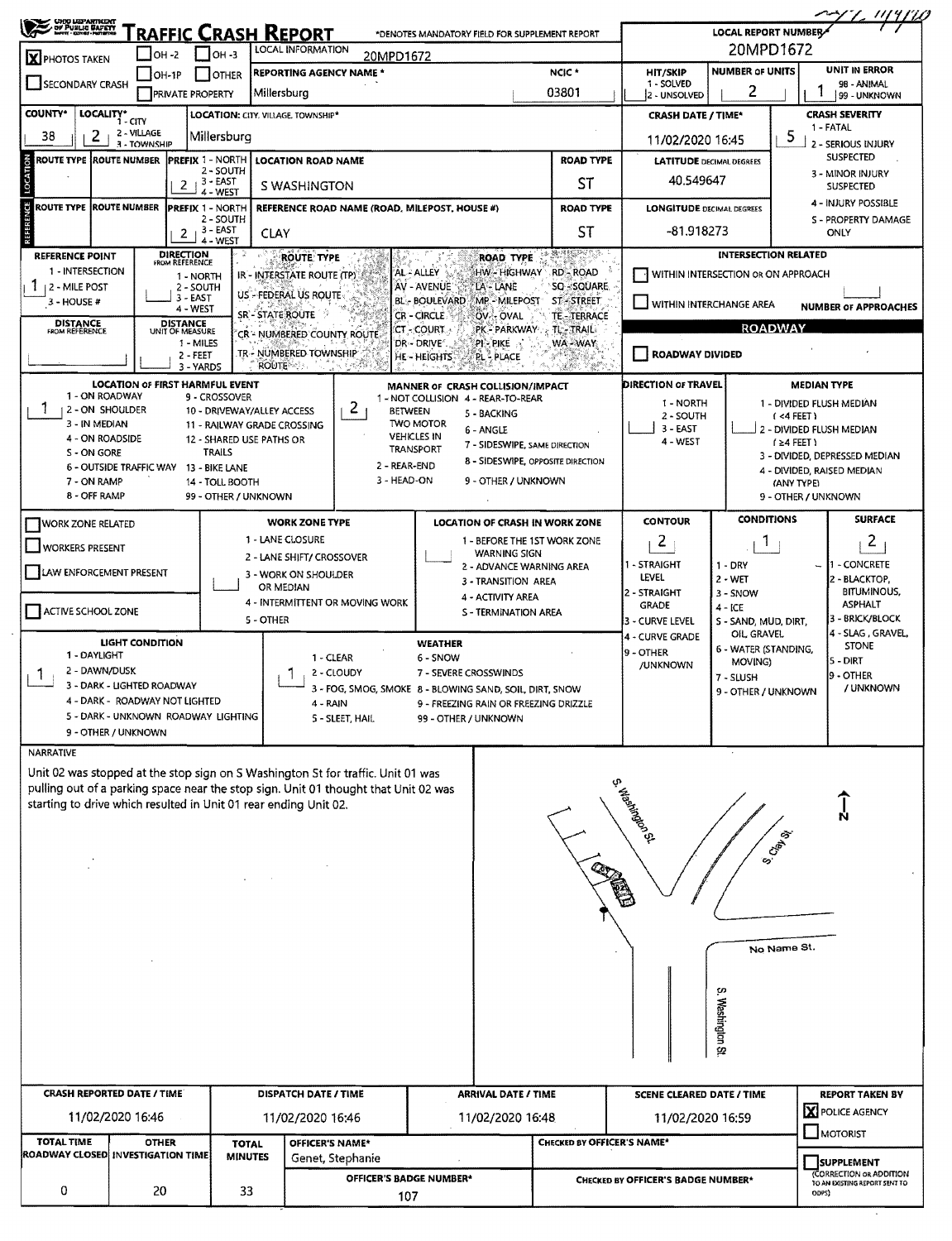# Traffic Crash Report

OHIO DEPARTMENT OF PUBLIC SAFETY

*DENOTES MANDATORY FIELD FOR SUPPLEMENT REPORT

LOCAL REPORT NUMBER*: 20MPD1672

| Field | Value |
|---|---|
| PHOTOS TAKEN | X |
| OH-2 / OH-3 / OH-1P / OTHER | |
| SECONDARY CRASH / PRIVATE PROPERTY | |
| LOCAL INFORMATION | 20MPD1672 |
| REPORTING AGENCY NAME* | Millersburg |
| NCIC* | 03801 |
| HIT/SKIP (1 - SOLVED, 2 - UNSOLVED) | |
| NUMBER OF UNITS | 2 |
| UNIT IN ERROR (98 - ANIMAL, 99 - UNKNOWN) | 1 |
| COUNTY* | 38 |
| LOCALITY* (1 - CITY, 2 - VILLAGE, 3 - TOWNSHIP) | 2 |
| LOCATION: CITY, VILLAGE, TOWNSHIP* | Millersburg |
| CRASH DATE / TIME* | 11/02/2020 16:45 |
| CRASH SEVERITY (1 - FATAL, 2 - SERIOUS INJURY SUSPECTED, 3 - MINOR INJURY SUSPECTED, 4 - INJURY POSSIBLE, 5 - PROPERTY DAMAGE ONLY) | 5 |

## Location

| ROUTE TYPE | ROUTE NUMBER | PREFIX (1 - NORTH, 2 - SOUTH, 3 - EAST, 4 - WEST) | LOCATION ROAD NAME | ROAD TYPE | LATITUDE DECIMAL DEGREES |
|---|---|---|---|---|---|
| | | 2 | S WASHINGTON | ST | 40.549647 |

## Reference

| ROUTE TYPE | ROUTE NUMBER | PREFIX (1 - NORTH, 2 - SOUTH, 3 - EAST, 4 - WEST) | REFERENCE ROAD NAME (ROAD, MILEPOST, HOUSE #) | ROAD TYPE | LONGITUDE DECIMAL DEGREES |
|---|---|---|---|---|---|
| | | 2 | CLAY | ST | -81.918273 |

| Field | Value |
|---|---|
| REFERENCE POINT (1 - INTERSECTION, 2 - MILE POST, 3 - HOUSE #) | 1 |
| DIRECTION FROM REFERENCE (1 - NORTH, 2 - SOUTH, 3 - EAST, 4 - WEST) | |
| DISTANCE FROM REFERENCE | |
| DISTANCE UNIT OF MEASURE (1 - MILES, 2 - FEET, 3 - YARDS) | 2 |

ROUTE TYPE: IR - INTERSTATE ROUTE (TP); US - FEDERAL US ROUTE; SR - STATE ROUTE; CR - NUMBERED COUNTY ROUTE; TR - NUMBERED TOWNSHIP ROUTE

ROAD TYPE: AL - ALLEY; AV - AVENUE; BL - BOULEVARD; CR - CIRCLE; CT - COURT; DR - DRIVE; HE - HEIGHTS; HW - HIGHWAY; LA - LANE; MP - MILEPOST; OV - OVAL; PK - PARKWAY; PI - PIKE; PL - PLACE; RD - ROAD; SQ - SQUARE; ST - STREET; TE - TERRACE; TL - TRAIL; WA - WAY

## Intersection Related

- WITHIN INTERSECTION OR ON APPROACH: ☐
- WITHIN INTERCHANGE AREA: ☐
- NUMBER OF APPROACHES:

## Roadway

- ROADWAY DIVIDED: ☐

| Field | Value |
|---|---|
| LOCATION OF FIRST HARMFUL EVENT (1 - ON ROADWAY, 2 - ON SHOULDER, 3 - IN MEDIAN, 4 - ON ROADSIDE, 5 - ON GORE, 6 - OUTSIDE TRAFFIC WAY, 7 - ON RAMP, 8 - OFF RAMP, 9 - CROSSOVER, 10 - DRIVEWAY/ALLEY ACCESS, 11 - RAILWAY GRADE CROSSING, 12 - SHARED USE PATHS OR TRAILS, 13 - BIKE LANE, 14 - TOLL BOOTH, 99 - OTHER / UNKNOWN) | 1 |
| MANNER OF CRASH COLLISION/IMPACT (1 - NOT COLLISION BETWEEN TWO MOTOR VEHICLES IN TRANSPORT, 2 - REAR-END, 3 - HEAD-ON, 4 - REAR-TO-REAR, 5 - BACKING, 6 - ANGLE, 7 - SIDESWIPE, SAME DIRECTION, 8 - SIDESWIPE, OPPOSITE DIRECTION, 9 - OTHER / UNKNOWN) | 2 |
| DIRECTION OF TRAVEL (1 - NORTH, 2 - SOUTH, 3 - EAST, 4 - WEST) | |
| MEDIAN TYPE (1 - DIVIDED FLUSH MEDIAN (<4 FEET), 2 - DIVIDED FLUSH MEDIAN (≥4 FEET), 3 - DIVIDED, DEPRESSED MEDIAN, 4 - DIVIDED, RAISED MEDIAN (ANY TYPE), 9 - OTHER / UNKNOWN) | |

## Work Zone

- WORK ZONE RELATED: ☐
- WORKERS PRESENT: ☐
- LAW ENFORCEMENT PRESENT: ☐
- ACTIVE SCHOOL ZONE: ☐

WORK ZONE TYPE: 1 - LANE CLOSURE; 2 - LANE SHIFT/ CROSSOVER; 3 - WORK ON SHOULDER OR MEDIAN; 4 - INTERMITTENT OR MOVING WORK; 5 - OTHER

LOCATION OF CRASH IN WORK ZONE: 1 - BEFORE THE 1ST WORK ZONE WARNING SIGN; 2 - ADVANCE WARNING AREA; 3 - TRANSITION AREA; 4 - ACTIVITY AREA; 5 - TERMINATION AREA

| Field | Value |
|---|---|
| CONTOUR (1 - STRAIGHT LEVEL, 2 - STRAIGHT GRADE, 3 - CURVE LEVEL, 4 - CURVE GRADE, 9 - OTHER /UNKNOWN) | 2 |
| CONDITIONS (1 - DRY, 2 - WET, 3 - SNOW, 4 - ICE, 5 - SAND, MUD, DIRT, OIL, GRAVEL, 6 - WATER (STANDING, MOVING), 7 - SLUSH, 9 - OTHER / UNKNOWN) | 1 |
| SURFACE (1 - CONCRETE, 2 - BLACKTOP, BITUMINOUS, ASPHALT, 3 - BRICK/BLOCK, 4 - SLAG, GRAVEL, STONE, 5 - DIRT, 9 - OTHER / UNKNOWN) | 2 |
| LIGHT CONDITION (1 - DAYLIGHT, 2 - DAWN/DUSK, 3 - DARK - LIGHTED ROADWAY, 4 - DARK - ROADWAY NOT LIGHTED, 5 - DARK - UNKNOWN ROADWAY LIGHTING, 9 - OTHER / UNKNOWN) | 1 |
| WEATHER (1 - CLEAR, 2 - CLOUDY, 3 - FOG, SMOG, SMOKE, 4 - RAIN, 5 - SLEET, HAIL, 6 - SNOW, 7 - SEVERE CROSSWINDS, 8 - BLOWING SAND, SOIL, DIRT, SNOW, 9 - FREEZING RAIN OR FREEZING DRIZZLE, 99 - OTHER / UNKNOWN) | 1 |

## Narrative

Unit 02 was stopped at the stop sign on S Washington St for traffic. Unit 01 was pulling out of a parking space near the stop sign. Unit 01 thought that Unit 02 was starting to drive which resulted in Unit 01 rear ending Unit 02.

(Diagram labels: S. Washington St.; S. Clay St.; No Name St.; S. Washington St.; N)

| CRASH REPORTED DATE / TIME | DISPATCH DATE / TIME | ARRIVAL DATE / TIME | SCENE CLEARED DATE / TIME | REPORT TAKEN BY |
|---|---|---|---|---|
| 11/02/2020 16:46 | 11/02/2020 16:46 | 11/02/2020 16:48 | 11/02/2020 16:59 | X POLICE AGENCY ☐ MOTORIST |

| TOTAL TIME ROADWAY CLOSED | OTHER INVESTIGATION TIME | TOTAL MINUTES | OFFICER'S NAME* | CHECKED BY OFFICER'S NAME* | SUPPLEMENT |
|---|---|---|---|---|---|
| 0 | 20 | 33 | Genet, Stephanie | | ☐ |
| | | | OFFICER'S BADGE NUMBER*: 107 | CHECKED BY OFFICER'S BADGE NUMBER*: | (CORRECTION OR ADDITION TO AN EXISTING REPORT SENT TO ODPS) |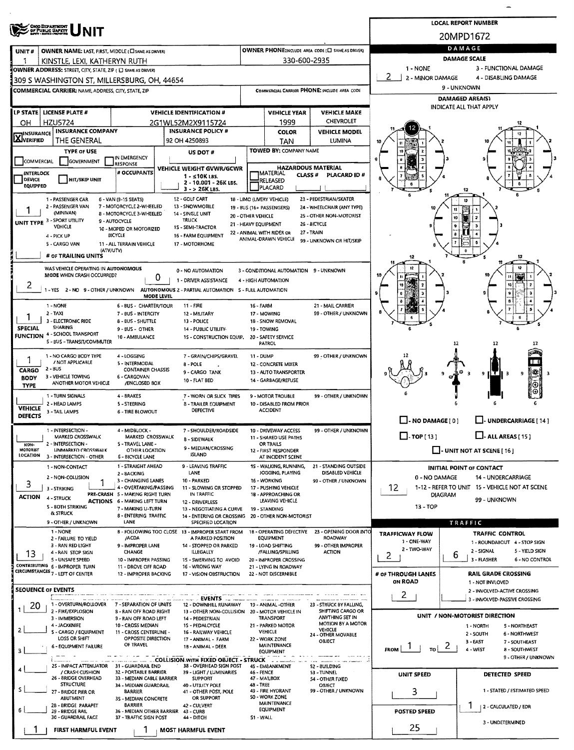# UNIT

**LOCAL REPORT NUMBER:** 20MPD1672

| UNIT # | OWNER NAME: LAST, FIRST, MIDDLE | OWNER PHONE |
|---|---|---|
| 1 | KINSTLE, LEXI, KATHERYN RUTH | 330-600-2935 |

**OWNER ADDRESS:** 309 S WASHINGTON ST, MILLERSBURG, OH, 44654

**COMMERCIAL CARRIER:** NAME, ADDRESS, CITY, STATE, ZIP

**COMMERCIAL CARRIER PHONE:**

| LP STATE | LICENSE PLATE # | VEHICLE IDENTIFICATION # | VEHICLE YEAR | VEHICLE MAKE |
|---|---|---|---|---|
| OH | HZU5724 | 2G1WL52M2X9115724 | 1999 | CHEVROLET |

| INSURANCE VERIFIED | INSURANCE COMPANY | INSURANCE POLICY # | COLOR | VEHICLE MODEL |
|---|---|---|---|---|
| X | THE GENERAL | 92 OH 4250893 | TAN | LUMINA |

**TYPE OF USE:** COMMERCIAL / GOVERNMENT / IN EMERGENCY RESPONSE

**US DOT #:**

**TOWED BY:** COMPANY NAME

**VEHICLE WEIGHT GVWR/GCWR:** 1 - ≤10K LBS. 2 - 10.001 - 26K LBS. 3 - > 26K LBS.

**HAZARDOUS MATERIAL:** MATERIAL RELEASED / PLACARD; CLASS #; PLACARD ID #

**UNIT TYPE:** 1
1 - PASSENGER CAR; 2 - PASSENGER VAN (MINIVAN); 3 - SPORT UTILITY VEHICLE; 4 - PICK UP; 5 - CARGO VAN; 6 - VAN (9-15 SEATS); 7 - MOTORCYCLE 2-WHEELED; 8 - MOTORCYCLE 3-WHEELED; 9 - AUTOCYCLE; 10 - MOPED OR MOTORIZED BICYCLE; 11 - ALL TERRAIN VEHICLE (ATV/UTV); 12 - GOLF CART; 13 - SNOWMOBILE; 14 - SINGLE UNIT TRUCK; 15 - SEMI-TRACTOR; 16 - FARM EQUIPMENT; 17 - MOTORHOME; 18 - LIMO (LIVERY VEHICLE); 19 - BUS (16+ PASSENGERS); 20 - OTHER VEHICLE; 21 - HEAVY EQUIPMENT; 22 - ANIMAL WITH RIDER OR ANIMAL-DRAWN VEHICLE; 23 - PEDESTRIAN/SKATER; 24 - WHEELCHAIR (ANY TYPE); 25 - OTHER NON-MOTORIST; 26 - BICYCLE; 27 - TRAIN; 99 - UNKNOWN OR HIT/SKIP

**# OF TRAILING UNITS:**

**WAS VEHICLE OPERATING IN AUTONOMOUS MODE WHEN CRASH OCCURRED?** 2
1 - YES 2 - NO 9 - OTHER / UNKNOWN

**AUTONOMOUS MODE LEVEL:** 0
0 - NO AUTOMATION; 1 - DRIVER ASSISTANCE; 2 - PARTIAL AUTOMATION; 3 - CONDITIONAL AUTOMATION; 4 - HIGH AUTOMATION; 5 - FULL AUTOMATION; 9 - UNKNOWN

**SPECIAL FUNCTION:** 1
1 - NONE; 2 - TAXI; 3 - ELECTRONIC RIDE SHARING; 4 - SCHOOL TRANSPORT; 5 - BUS - TRANSIT/COMMUTER; 6 - BUS - CHARTER/TOUR; 7 - BUS - INTERCITY; 8 - BUS - SHUTTLE; 9 - BUS - OTHER; 10 - AMBULANCE; 11 - FIRE; 12 - MILITARY; 13 - POLICE; 14 - PUBLIC UTILITY; 15 - CONSTRUCTION EQUIP.; 16 - FARM; 17 - MOWING; 18 - SNOW REMOVAL; 19 - TOWING; 20 - SAFETY SERVICE PATROL; 21 - MAIL CARRIER; 99 - OTHER / UNKNOWN

**CARGO BODY TYPE:** 1
1 - NO CARGO BODY TYPE / NOT APPLICABLE; 2 - BUS; 3 - VEHICLE TOWING ANOTHER MOTOR VEHICLE; 4 - LOGGING; 5 - INTERMODAL CONTAINER CHASSIS; 6 - CARGOVAN /ENCLOSED BOX; 7 - GRAIN/CHIPS/GRAVEL; 8 - POLE; 9 - CARGO TANK; 10 - FLAT BED; 11 - DUMP; 12 - CONCRETE MIXER; 13 - AUTO TRANSPORTER; 14 - GARBAGE/REFUSE; 99 - OTHER / UNKNOWN

**VEHICLE DEFECTS:**
1 - TURN SIGNALS; 2 - HEAD LAMPS; 3 - TAIL LAMPS; 4 - BRAKES; 5 - STEERING; 6 - TIRE BLOWOUT; 7 - WORN OR SLICK TIRES; 8 - TRAILER EQUIPMENT DEFECTIVE; 9 - MOTOR TROUBLE; 10 - DISABLED FROM PRIOR ACCIDENT; 99 - OTHER / UNKNOWN

**NON-MOTORIST LOCATION:**
1 - INTERSECTION - MARKED CROSSWALK; 2 - INTERSECTION - UNMARKED CROSSWALK; 3 - INTERSECTION - OTHER; 4 - MIDBLOCK - MARKED CROSSWALK; 5 - TRAVEL LANE - OTHER LOCATION; 6 - BICYCLE LANE; 7 - SHOULDER/ROADSIDE; 8 - SIDEWALK; 9 - MEDIAN/CROSSING ISLAND; 10 - DRIVEWAY ACCESS; 11 - SHARED USE PATHS OR TRAILS; 12 - FIRST RESPONDER AT INCIDENT SCENE; 99 - OTHER / UNKNOWN

**ACTION:** 3
1 - NON-CONTACT; 2 - NON-COLLISION; 3 - STRIKING; 4 - STRUCK; 5 - BOTH STRIKING & STRUCK; 9 - OTHER / UNKNOWN

**PRE-CRASH ACTIONS:** 1
1 - STRAIGHT AHEAD; 2 - BACKING; 3 - CHANGING LANES; 4 - OVERTAKING/PASSING; 5 - MAKING RIGHT TURN; 6 - MAKING LEFT TURN; 7 - MAKING U-TURN; 8 - ENTERING TRAFFIC LANE; 9 - LEAVING TRAFFIC LANE; 10 - PARKED; 11 - SLOWING OR STOPPED IN TRAFFIC; 12 - DRIVERLESS; 13 - NEGOTIATING A CURVE; 14 - ENTERING OR CROSSING SPECIFIED LOCATION; 15 - WALKING, RUNNING, JOGGING, PLAYING; 16 - WORKING; 17 - PUSHING VEHICLE; 18 - APPROACHING OR LEAVING VEHICLE; 19 - STANDING; 20 - OTHER NON-MOTORIST; 21 - STANDING OUTSIDE DISABLED VEHICLE; 99 - OTHER / UNKNOWN

**CONTRIBUTING CIRCUMSTANCES:** 13
1 - NONE; 2 - FAILURE TO YIELD; 3 - RAN RED LIGHT; 4 - RAN STOP SIGN; 5 - UNSAFE SPEED; 6 - IMPROPER TURN; 7 - LEFT OF CENTER; 8 - FOLLOWING TOO CLOSE /ACDA; 9 - IMPROPER LANE CHANGE; 10 - IMPROPER PASSING; 11 - DROVE OFF ROAD; 12 - IMPROPER BACKING; 13 - IMPROPER START FROM A PARKED POSITION; 14 - STOPPED OR PARKED ILLEGALLY; 15 - SWERVING TO AVOID; 16 - WRONG WAY; 17 - VISION OBSTRUCTION; 18 - OPERATING DEFECTIVE EQUIPMENT; 19 - LOAD SHIFTING /FALLING/SPILLING; 20 - IMPROPER CROSSING; 21 - LYING IN ROADWAY; 22 - NOT DISCERNIBLE; 23 - OPENING DOOR INTO ROADWAY; 99 - OTHER IMPROPER ACTION

## SEQUENCE OF EVENTS

| # | Event |
|---|---|
| 1 | 20 |
| 2 | |
| 3 | |
| 4 | |
| 5 | |
| 6 | |

**EVENTS:**
1 - OVERTURN/ROLLOVER; 2 - FIRE/EXPLOSION; 3 - IMMERSION; 4 - JACKKNIFE; 5 - CARGO / EQUIPMENT LOSS OR SHIFT; 6 - EQUIPMENT FAILURE; 7 - SEPARATION OF UNITS; 8 - RAN OFF ROAD RIGHT; 9 - RAN OFF ROAD LEFT; 10 - CROSS MEDIAN; 11 - CROSS CENTERLINE - OPPOSITE DIRECTION OF TRAVEL; 12 - DOWNHILL RUNAWAY; 13 - OTHER NON-COLLISION; 14 - PEDESTRIAN; 15 - PEDALCYCLE; 16 - RAILWAY VEHICLE; 17 - ANIMAL - FARM; 18 - ANIMAL - DEER; 19 - ANIMAL -OTHER; 20 - MOTOR VEHICLE IN TRANSPORT; 21 - PARKED MOTOR VEHICLE; 22 - WORK ZONE MAINTENANCE EQUIPMENT; 23 - STRUCK BY FALLING, SHIFTING CARGO OR ANYTHING SET IN MOTION BY A MOTOR VEHICLE; 24 - OTHER MOVABLE OBJECT

**COLLISION WITH FIXED OBJECT - STRUCK:**
25 - IMPACT ATTENUATOR / CRASH CUSHION; 26 - BRIDGE OVERHEAD STRUCTURE; 27 - BRIDGE PIER OR ABUTMENT; 28 - BRIDGE PARAPET; 29 - BRIDGE RAIL; 30 - GUARDRAIL FACE; 31 - GUARDRAIL END; 32 - PORTABLE BARRIER; 33 - MEDIAN CABLE BARRIER; 34 - MEDIAN GUARDRAIL BARRIER; 35 - MEDIAN CONCRETE BARRIER; 36 - MEDIAN OTHER BARRIER; 37 - TRAFFIC SIGN POST; 38 - OVERHEAD SIGN POST; 39 - LIGHT / LUMINARIES SUPPORT; 40 - UTILITY POLE; 41 - OTHER POST, POLE OR SUPPORT; 42 - CULVERT; 43 - CURB; 44 - DITCH; 45 - EMBANKMENT; 46 - FENCE; 47 - MAILBOX; 48 - TREE; 49 - FIRE HYDRANT; 50 - WORK ZONE MAINTENANCE EQUIPMENT; 51 - WALL; 52 - BUILDING; 53 - TUNNEL; 54 - OTHER FIXED OBJECT; 99 - OTHER / UNKNOWN

**FIRST HARMFUL EVENT:** 1 **MOST HARMFUL EVENT:** 1

## DAMAGE

**DAMAGE SCALE:** 2
1 - NONE; 2 - MINOR DAMAGE; 3 - FUNCTIONAL DAMAGE; 4 - DISABLING DAMAGE; 9 - UNKNOWN

**DAMAGED AREA(S):** INDICATE ALL THAT APPLY — 12

- NO DAMAGE [0]
- UNDERCARRIAGE [14]
- TOP [13]
- ALL AREAS [15]
- UNIT NOT AT SCENE [16]

**INITIAL POINT OF CONTACT:** 12
0 - NO DAMAGE; 1-12 - REFER TO UNIT DIAGRAM; 13 - TOP; 14 - UNDERCARRIAGE; 15 - VEHICLE NOT AT SCENE; 99 - UNKNOWN

## TRAFFIC

**TRAFFICWAY FLOW:** 2
1 - ONE-WAY; 2 - TWO-WAY

**TRAFFIC CONTROL:** 6
1 - ROUNDABOUT; 2 - SIGNAL; 3 - FLASHER; 4 - STOP SIGN; 5 - YIELD SIGN; 6 - NO CONTROL

**# OF THROUGH LANES ON ROAD:** 2

**RAIL GRADE CROSSING:**
1 - NOT INVOLVED; 2 - INVOLVED-ACTIVE CROSSING; 3 - INVOLVED-PASSIVE CROSSING

**UNIT / NON-MOTORIST DIRECTION:** FROM 1 TO 2
1 - NORTH; 2 - SOUTH; 3 - EAST; 4 - WEST; 5 - NORTHEAST; 6 - NORTHWEST; 7 - SOUTHEAST; 8 - SOUTHWEST; 9 - OTHER / UNKNOWN

**UNIT SPEED:** 3

**POSTED SPEED:** 25

**DETECTED SPEED:** 1
1 - STATED / ESTIMATED SPEED; 2 - CALCULATED / EDR; 3 - UNDETERMINED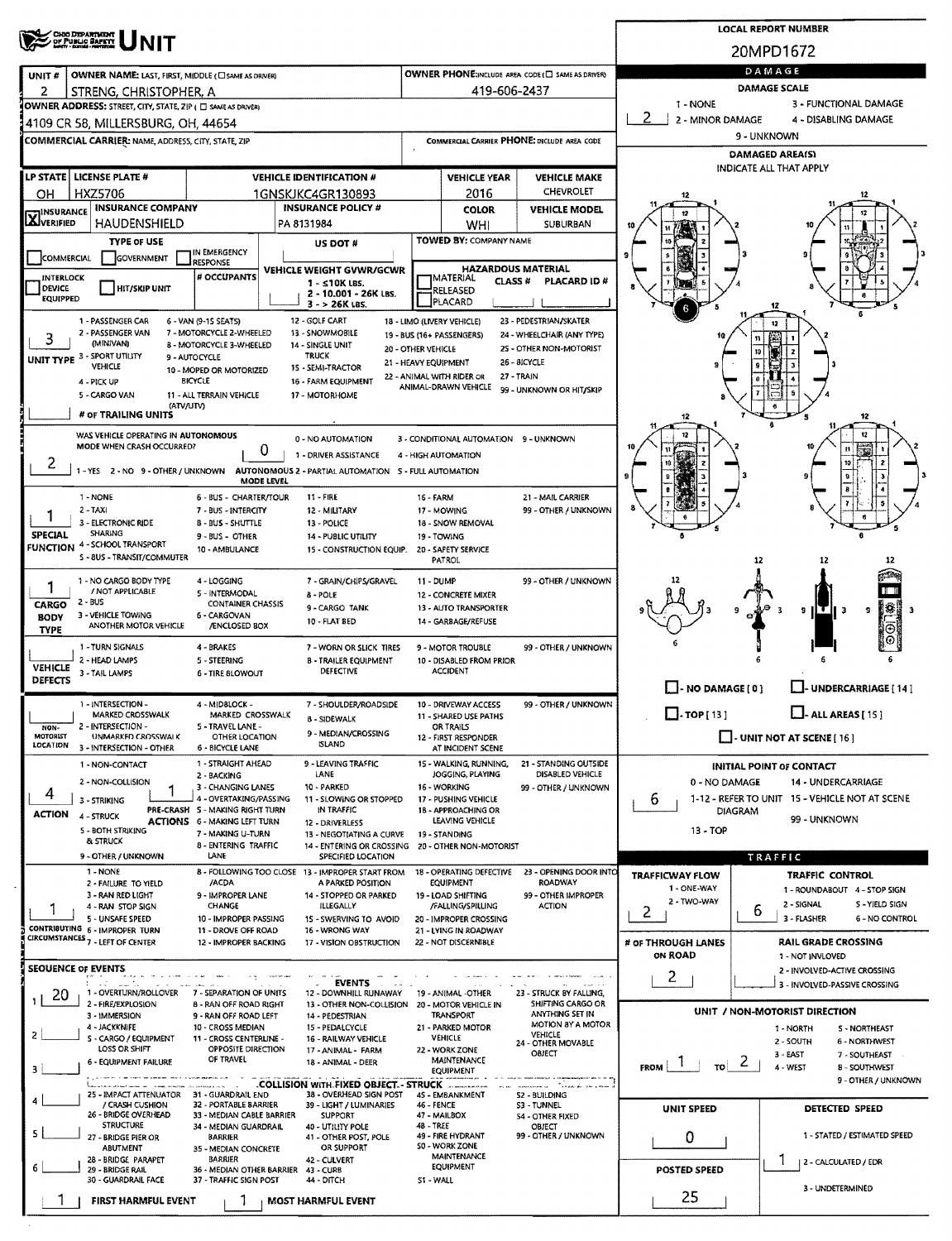# OHIO DEPARTMENT OF PUBLIC SAFETY UNIT

**LOCAL REPORT NUMBER:** 20MPD1672

| UNIT # | OWNER NAME: LAST, FIRST, MIDDLE | OWNER PHONE |
|---|---|---|
| 2 | STRENG, CHRISTOPHER, A | 419-606-2437 |

**OWNER ADDRESS:** 4109 CR 58, MILLERSBURG, OH, 44654

**COMMERCIAL CARRIER:** NAME, ADDRESS, CITY, STATE, ZIP

**COMMERCIAL CARRIER PHONE:**

| LP STATE | LICENSE PLATE # | VEHICLE IDENTIFICATION # | VEHICLE YEAR | VEHICLE MAKE |
|---|---|---|---|---|
| OH | HXZ5706 | 1GNSKJKC4GR130893 | 2016 | CHEVROLET |

| INSURANCE | INSURANCE COMPANY | INSURANCE POLICY # | COLOR | VEHICLE MODEL |
|---|---|---|---|---|
| X VERIFIED | HAUDENSHIELD | PA 8131984 | WHI | SUBURBAN |

**TYPE OF USE:** COMMERCIAL / GOVERNMENT / IN EMERGENCY RESPONSE

**US DOT #:**

**TOWED BY:** COMPANY NAME

**INTERLOCK DEVICE EQUIPPED / HIT/SKIP UNIT**

**# OCCUPANTS:**

**VEHICLE WEIGHT GVWR/GCWR:** 1 - ≤10K LBS. 2 - 10.001 - 26K LBS. 3 - > 26K LBS.

**HAZARDOUS MATERIAL:** MATERIAL RELEASED / PLACARD — CLASS # — PLACARD ID #

**UNIT TYPE:** 3
1 - PASSENGER CAR, 2 - PASSENGER VAN (MINIVAN), 3 - SPORT UTILITY VEHICLE, 4 - PICK UP, 5 - CARGO VAN, 6 - VAN (9-15 SEATS), 7 - MOTORCYCLE 2-WHEELED, 8 - MOTORCYCLE 3-WHEELED, 9 - AUTOCYCLE, 10 - MOPED OR MOTORIZED BICYCLE, 11 - ALL TERRAIN VEHICLE (ATV/UTV), 12 - GOLF CART, 13 - SNOWMOBILE, 14 - SINGLE UNIT TRUCK, 15 - SEMI-TRACTOR, 16 - FARM EQUIPMENT, 17 - MOTORHOME, 18 - LIMO (LIVERY VEHICLE), 19 - BUS (16+ PASSENGERS), 20 - OTHER VEHICLE, 21 - HEAVY EQUIPMENT, 22 - ANIMAL WITH RIDER OR ANIMAL-DRAWN VEHICLE, 23 - PEDESTRIAN/SKATER, 24 - WHEELCHAIR (ANY TYPE), 25 - OTHER NON-MOTORIST, 26 - BICYCLE, 27 - TRAIN, 99 - UNKNOWN OR HIT/SKIP

**# OF TRAILING UNITS:**

**WAS VEHICLE OPERATING IN AUTONOMOUS MODE WHEN CRASH OCCURRED?** 2
1 - YES 2 - NO 9 - OTHER / UNKNOWN

**AUTONOMOUS MODE LEVEL:** 0
0 - NO AUTOMATION, 1 - DRIVER ASSISTANCE, 2 - PARTIAL AUTOMATION, 3 - CONDITIONAL AUTOMATION, 4 - HIGH AUTOMATION, 5 - FULL AUTOMATION, 9 - UNKNOWN

**SPECIAL FUNCTION:** 1
1 - NONE, 2 - TAXI, 3 - ELECTRONIC RIDE SHARING, 4 - SCHOOL TRANSPORT, 5 - BUS - TRANSIT/COMMUTER, 6 - BUS - CHARTER/TOUR, 7 - BUS - INTERCITY, 8 - BUS - SHUTTLE, 9 - BUS - OTHER, 10 - AMBULANCE, 11 - FIRE, 12 - MILITARY, 13 - POLICE, 14 - PUBLIC UTILITY, 15 - CONSTRUCTION EQUIP., 16 - FARM, 17 - MOWING, 18 - SNOW REMOVAL, 19 - TOWING, 20 - SAFETY SERVICE PATROL, 21 - MAIL CARRIER, 99 - OTHER / UNKNOWN

**CARGO BODY TYPE:** 1
1 - NO CARGO BODY TYPE / NOT APPLICABLE, 2 - BUS, 3 - VEHICLE TOWING ANOTHER MOTOR VEHICLE, 4 - LOGGING, 5 - INTERMODAL CONTAINER CHASSIS, 6 - CARGOVAN /ENCLOSED BOX, 7 - GRAIN/CHIPS/GRAVEL, 8 - POLE, 9 - CARGO TANK, 10 - FLAT BED, 11 - DUMP, 12 - CONCRETE MIXER, 13 - AUTO TRANSPORTER, 14 - GARBAGE/REFUSE, 99 - OTHER / UNKNOWN

**VEHICLE DEFECTS:**
1 - TURN SIGNALS, 2 - HEAD LAMPS, 3 - TAIL LAMPS, 4 - BRAKES, 5 - STEERING, 6 - TIRE BLOWOUT, 7 - WORN OR SLICK TIRES, 8 - TRAILER EQUIPMENT DEFECTIVE, 9 - MOTOR TROUBLE, 10 - DISABLED FROM PRIOR ACCIDENT, 99 - OTHER / UNKNOWN

**NON-MOTORIST LOCATION:**
1 - INTERSECTION - MARKED CROSSWALK, 2 - INTERSECTION - UNMARKED CROSSWALK, 3 - INTERSECTION - OTHER, 4 - MIDBLOCK - MARKED CROSSWALK, 5 - TRAVEL LANE - OTHER LOCATION, 6 - BICYCLE LANE, 7 - SHOULDER/ROADSIDE, 8 - SIDEWALK, 9 - MEDIAN/CROSSING ISLAND, 10 - DRIVEWAY ACCESS, 11 - SHARED USE PATHS OR TRAILS, 12 - FIRST RESPONDER AT INCIDENT SCENE, 99 - OTHER / UNKNOWN

**ACTION:** 4
1 - NON-CONTACT, 2 - NON-COLLISION, 3 - STRIKING, 4 - STRUCK, 5 - BOTH STRIKING & STRUCK, 9 - OTHER / UNKNOWN

**PRE-CRASH ACTIONS:** 1
1 - STRAIGHT AHEAD, 2 - BACKING, 3 - CHANGING LANES, 4 - OVERTAKING/PASSING, 5 - MAKING RIGHT TURN, 6 - MAKING LEFT TURN, 7 - MAKING U-TURN, 8 - ENTERING TRAFFIC LANE, 9 - LEAVING TRAFFIC LANE, 10 - PARKED, 11 - SLOWING OR STOPPED IN TRAFFIC, 12 - DRIVERLESS, 13 - NEGOTIATING A CURVE, 14 - ENTERING OR CROSSING SPECIFIED LOCATION, 15 - WALKING, RUNNING, JOGGING, PLAYING, 16 - WORKING, 17 - PUSHING VEHICLE, 18 - APPROACHING OR LEAVING VEHICLE, 19 - STANDING, 20 - OTHER NON-MOTORIST, 21 - STANDING OUTSIDE DISABLED VEHICLE, 99 - OTHER / UNKNOWN

**CONTRIBUTING CIRCUMSTANCES:** 1
1 - NONE, 2 - FAILURE TO YIELD, 3 - RAN RED LIGHT, 4 - RAN STOP SIGN, 5 - UNSAFE SPEED, 6 - IMPROPER TURN, 7 - LEFT OF CENTER, 8 - FOLLOWING TOO CLOSE /ACDA, 9 - IMPROPER LANE CHANGE, 10 - IMPROPER PASSING, 11 - DROVE OFF ROAD, 12 - IMPROPER BACKING, 13 - IMPROPER START FROM A PARKED POSITION, 14 - STOPPED OR PARKED ILLEGALLY, 15 - SWERVING TO AVOID, 16 - WRONG WAY, 17 - VISION OBSTRUCTION, 18 - OPERATING DEFECTIVE EQUIPMENT, 19 - LOAD SHIFTING /FALLING/SPILLING, 20 - IMPROPER CROSSING, 21 - LYING IN ROADWAY, 22 - NOT DISCERNIBLE, 23 - OPENING DOOR INTO ROADWAY, 99 - OTHER IMPROPER ACTION

## SEQUENCE OF EVENTS

1: 20
2:
3:
4:
5:
6:

**EVENTS:**
1 - OVERTURN/ROLLOVER, 2 - FIRE/EXPLOSION, 3 - IMMERSION, 4 - JACKKNIFE, 5 - CARGO / EQUIPMENT LOSS OR SHIFT, 6 - EQUIPMENT FAILURE, 7 - SEPARATION OF UNITS, 8 - RAN OFF ROAD RIGHT, 9 - RAN OFF ROAD LEFT, 10 - CROSS MEDIAN, 11 - CROSS CENTERLINE - OPPOSITE DIRECTION OF TRAVEL, 12 - DOWNHILL RUNAWAY, 13 - OTHER NON-COLLISION, 14 - PEDESTRIAN, 15 - PEDALCYCLE, 16 - RAILWAY VEHICLE, 17 - ANIMAL - FARM, 18 - ANIMAL - DEER, 19 - ANIMAL -OTHER, 20 - MOTOR VEHICLE IN TRANSPORT, 21 - PARKED MOTOR VEHICLE, 22 - WORK ZONE MAINTENANCE EQUIPMENT, 23 - STRUCK BY FALLING, SHIFTING CARGO OR ANYTHING SET IN MOTION BY A MOTOR VEHICLE, 24 - OTHER MOVABLE OBJECT

**COLLISION WITH FIXED OBJECT - STRUCK:**
25 - IMPACT ATTENUATOR / CRASH CUSHION, 26 - BRIDGE OVERHEAD STRUCTURE, 27 - BRIDGE PIER OR ABUTMENT, 28 - BRIDGE PARAPET, 29 - BRIDGE RAIL, 30 - GUARDRAIL FACE, 31 - GUARDRAIL END, 32 - PORTABLE BARRIER, 33 - MEDIAN CABLE BARRIER, 34 - MEDIAN GUARDRAIL BARRIER, 35 - MEDIAN CONCRETE BARRIER, 36 - MEDIAN OTHER BARRIER, 37 - TRAFFIC SIGN POST, 38 - OVERHEAD SIGN POST, 39 - LIGHT / LUMINARIES SUPPORT, 40 - UTILITY POLE, 41 - OTHER POST, POLE OR SUPPORT, 42 - CULVERT, 43 - CURB, 44 - DITCH, 45 - EMBANKMENT, 46 - FENCE, 47 - MAILBOX, 48 - TREE, 49 - FIRE HYDRANT, 50 - WORK ZONE MAINTENANCE EQUIPMENT, 51 - WALL, 52 - BUILDING, 53 - TUNNEL, 54 - OTHER FIXED OBJECT, 99 - OTHER / UNKNOWN

**FIRST HARMFUL EVENT:** 1 **MOST HARMFUL EVENT:** 1

## DAMAGE

**DAMAGE SCALE:** 2
1 - NONE, 2 - MINOR DAMAGE, 3 - FUNCTIONAL DAMAGE, 4 - DISABLING DAMAGE, 9 - UNKNOWN

**DAMAGED AREA(S)** — INDICATE ALL THAT APPLY: 6

- NO DAMAGE [0]
- UNDERCARRIAGE [14]
- TOP [13]
- ALL AREAS [15]
- UNIT NOT AT SCENE [16]

**INITIAL POINT OF CONTACT:** 6
0 - NO DAMAGE, 1-12 - REFER TO UNIT DIAGRAM, 13 - TOP, 14 - UNDERCARRIAGE, 15 - VEHICLE NOT AT SCENE, 99 - UNKNOWN

## TRAFFIC

**TRAFFICWAY FLOW:** 2
1 - ONE-WAY, 2 - TWO-WAY

**TRAFFIC CONTROL:** 6
1 - ROUNDABOUT, 2 - SIGNAL, 3 - FLASHER, 4 - STOP SIGN, 5 - YIELD SIGN, 6 - NO CONTROL

**# OF THROUGH LANES ON ROAD:** 2

**RAIL GRADE CROSSING:**
1 - NOT INVOLVED, 2 - INVOLVED-ACTIVE CROSSING, 3 - INVOLVED-PASSIVE CROSSING

**UNIT / NON-MOTORIST DIRECTION:** FROM 1 TO 2
1 - NORTH, 2 - SOUTH, 3 - EAST, 4 - WEST, 5 - NORTHEAST, 6 - NORTHWEST, 7 - SOUTHEAST, 8 - SOUTHWEST, 9 - OTHER / UNKNOWN

**UNIT SPEED:** 0

**POSTED SPEED:** 25

**DETECTED SPEED:** 1
1 - STATED / ESTIMATED SPEED, 2 - CALCULATED / EDR, 3 - UNDETERMINED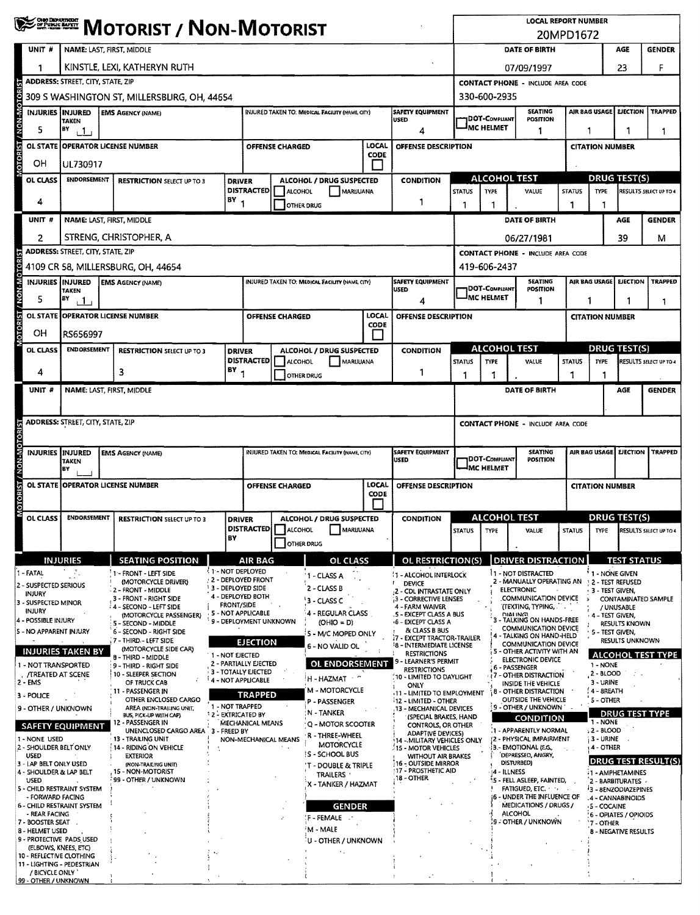# MOTORIST / NON-MOTORIST

OHIO DEPARTMENT OF PUBLIC SAFETY

**LOCAL REPORT NUMBER:** 20MPD1672

## MOTORIST / NON-MOTORIST – UNIT 1

| UNIT # | NAME: LAST, FIRST, MIDDLE | DATE OF BIRTH | AGE | GENDER |
|---|---|---|---|---|
| 1 | KINSTLE, LEXI, KATHERYN RUTH | 07/09/1997 | 23 | F |

| ADDRESS: STREET, CITY, STATE, ZIP | CONTACT PHONE - INCLUDE AREA CODE |
|---|---|
| 309 S WASHINGTON ST, MILLERSBURG, OH, 44654 | 330-600-2935 |

| INJURIES | INJURED TAKEN BY | EMS AGENCY (NAME) | INJURED TAKEN TO: MEDICAL FACILITY (NAME, CITY) | SAFETY EQUIPMENT USED | DOT-COMPLIANT MC HELMET | SEATING POSITION | AIR BAG USAGE | EJECTION | TRAPPED |
|---|---|---|---|---|---|---|---|---|---|
| 5 | 1 | | | 4 | | 1 | 1 | 1 | 1 |

| OL STATE | OPERATOR LICENSE NUMBER | OFFENSE CHARGED | LOCAL CODE | OFFENSE DESCRIPTION | CITATION NUMBER |
|---|---|---|---|---|---|
| OH | UL730917 | | | | |

| OL CLASS | ENDORSEMENT | RESTRICTION SELECT UP TO 3 | DRIVER DISTRACTED BY | ALCOHOL / DRUG SUSPECTED | CONDITION | ALCOHOL TEST STATUS | ALCOHOL TEST TYPE | ALCOHOL TEST VALUE | DRUG TEST(S) STATUS | DRUG TEST(S) TYPE | RESULTS SELECT UP TO 4 |
|---|---|---|---|---|---|---|---|---|---|---|---|
| 4 | | | 1 | ☐ ALCOHOL ☐ MARIJUANA ☐ OTHER DRUG | 1 | 1 | 1 | . | 1 | 1 | |

## MOTORIST / NON-MOTORIST – UNIT 2

| UNIT # | NAME: LAST, FIRST, MIDDLE | DATE OF BIRTH | AGE | GENDER |
|---|---|---|---|---|
| 2 | STRENG, CHRISTOPHER, A | 06/27/1981 | 39 | M |

| ADDRESS: STREET, CITY, STATE, ZIP | CONTACT PHONE - INCLUDE AREA CODE |
|---|---|
| 4109 CR 58, MILLERSBURG, OH, 44654 | 419-606-2437 |

| INJURIES | INJURED TAKEN BY | EMS AGENCY (NAME) | INJURED TAKEN TO: MEDICAL FACILITY (NAME, CITY) | SAFETY EQUIPMENT USED | DOT-COMPLIANT MC HELMET | SEATING POSITION | AIR BAG USAGE | EJECTION | TRAPPED |
|---|---|---|---|---|---|---|---|---|---|
| 5 | 1 | | | 4 | | 1 | 1 | 1 | 1 |

| OL STATE | OPERATOR LICENSE NUMBER | OFFENSE CHARGED | LOCAL CODE | OFFENSE DESCRIPTION | CITATION NUMBER |
|---|---|---|---|---|---|
| OH | RS656997 | | | | |

| OL CLASS | ENDORSEMENT | RESTRICTION SELECT UP TO 3 | DRIVER DISTRACTED BY | ALCOHOL / DRUG SUSPECTED | CONDITION | ALCOHOL TEST STATUS | ALCOHOL TEST TYPE | ALCOHOL TEST VALUE | DRUG TEST(S) STATUS | DRUG TEST(S) TYPE | RESULTS SELECT UP TO 4 |
|---|---|---|---|---|---|---|---|---|---|---|---|
| 4 | | 3 | 1 | ☐ ALCOHOL ☐ MARIJUANA ☐ OTHER DRUG | 1 | 1 | 1 | . | 1 | 1 | |

## MOTORIST / NON-MOTORIST – UNIT (blank)

| UNIT # | NAME: LAST, FIRST, MIDDLE | DATE OF BIRTH | AGE | GENDER |
|---|---|---|---|---|
| | | | | |

| ADDRESS: STREET, CITY, STATE, ZIP | CONTACT PHONE - INCLUDE AREA CODE |
|---|---|
| | |

| INJURIES | INJURED TAKEN BY | EMS AGENCY (NAME) | INJURED TAKEN TO: MEDICAL FACILITY (NAME, CITY) | SAFETY EQUIPMENT USED | DOT-COMPLIANT MC HELMET | SEATING POSITION | AIR BAG USAGE | EJECTION | TRAPPED |
|---|---|---|---|---|---|---|---|---|---|
| | | | | | | | | | |

| OL STATE | OPERATOR LICENSE NUMBER | OFFENSE CHARGED | LOCAL CODE | OFFENSE DESCRIPTION | CITATION NUMBER |
|---|---|---|---|---|---|
| | | | | | |

| OL CLASS | ENDORSEMENT | RESTRICTION SELECT UP TO 3 | DRIVER DISTRACTED BY | ALCOHOL / DRUG SUSPECTED | CONDITION | ALCOHOL TEST STATUS | ALCOHOL TEST TYPE | ALCOHOL TEST VALUE | DRUG TEST(S) STATUS | DRUG TEST(S) TYPE | RESULTS SELECT UP TO 4 |
|---|---|---|---|---|---|---|---|---|---|---|---|
| | | | | ☐ ALCOHOL ☐ MARIJUANA ☐ OTHER DRUG | | | | . | | | |

## CODE LEGEND

**INJURIES**
1 - FATAL
2 - SUSPECTED SERIOUS INJURY
3 - SUSPECTED MINOR INJURY
4 - POSSIBLE INJURY
5 - NO APPARENT INJURY

**INJURIES TAKEN BY**
1 - NOT TRANSPORTED /TREATED AT SCENE
2 - EMS
3 - POLICE
9 - OTHER / UNKNOWN

**SAFETY EQUIPMENT**
1 - NONE USED
2 - SHOULDER BELT ONLY USED
3 - LAP BELT ONLY USED
4 - SHOULDER & LAP BELT USED
5 - CHILD RESTRAINT SYSTEM - FORWARD FACING
6 - CHILD RESTRAINT SYSTEM - REAR FACING
7 - BOOSTER SEAT
8 - HELMET USED
9 - PROTECTIVE PADS USED (ELBOWS, KNEES, ETC)
10 - REFLECTIVE CLOTHING
11 - LIGHTING - PEDESTRIAN / BICYCLE ONLY
99 - OTHER / UNKNOWN

**SEATING POSITION**
1 - FRONT - LEFT SIDE (MOTORCYCLE DRIVER)
2 - FRONT - MIDDLE
3 - FRONT - RIGHT SIDE
4 - SECOND - LEFT SIDE (MOTORCYCLE PASSENGER)
5 - SECOND - MIDDLE
6 - SECOND - RIGHT SIDE
7 - THIRD - LEFT SIDE (MOTORCYCLE SIDE CAR)
8 - THIRD - MIDDLE
9 - THIRD - RIGHT SIDE
10 - SLEEPER SECTION OF TRUCK CAB
11 - PASSENGER IN OTHER ENCLOSED CARGO AREA (NON-TRAILING UNIT, BUS, PICK-UP WITH CAP)
12 - PASSENGER IN UNENCLOSED CARGO AREA
13 - TRAILING UNIT
14 - RIDING ON VEHICLE EXTERIOR (NON-TRAILING UNIT)
15 - NON-MOTORIST
99 - OTHER / UNKNOWN

**AIR BAG**
1 - NOT DEPLOYED
2 - DEPLOYED FRONT
3 - DEPLOYED SIDE
4 - DEPLOYED BOTH FRONT/SIDE
5 - NOT APPLICABLE
9 - DEPLOYMENT UNKNOWN

**EJECTION**
1 - NOT EJECTED
2 - PARTIALLY EJECTED
3 - TOTALLY EJECTED
4 - NOT APPLICABLE

**TRAPPED**
1 - NOT TRAPPED
2 - EXTRICATED BY MECHANICAL MEANS
3 - FREED BY NON-MECHANICAL MEANS

**OL CLASS**
1 - CLASS A
2 - CLASS B
3 - CLASS C
4 - REGULAR CLASS (OHIO = D)
5 - M/C MOPED ONLY
6 - NO VALID OL

**OL ENDORSEMENT**
H - HAZMAT
M - MOTORCYCLE
P - PASSENGER
N - TANKER
Q - MOTOR SCOOTER
R - THREE-WHEEL MOTORCYCLE
S - SCHOOL BUS
T - DOUBLE & TRIPLE TRAILERS
X - TANKER / HAZMAT

**GENDER**
F - FEMALE
M - MALE
U - OTHER / UNKNOWN

**OL RESTRICTION(S)**
1 - ALCOHOL INTERLOCK DEVICE
2 - CDL INTRASTATE ONLY
3 - CORRECTIVE LENSES
4 - FARM WAIVER
5 - EXCEPT CLASS A BUS
6 - EXCEPT CLASS A & CLASS B BUS
7 - EXCEPT TRACTOR-TRAILER
8 - INTERMEDIATE LICENSE RESTRICTIONS
9 - LEARNER'S PERMIT RESTRICTIONS
10 - LIMITED TO DAYLIGHT ONLY
11 - LIMITED TO EMPLOYMENT
12 - LIMITED - OTHER
13 - MECHANICAL DEVICES (SPECIAL BRAKES, HAND CONTROLS, OR OTHER ADAPTIVE DEVICES)
14 - MILITARY VEHICLES ONLY
15 - MOTOR VEHICLES WITHOUT AIR BRAKES
16 - OUTSIDE MIRROR
17 - PROSTHETIC AID
18 - OTHER

**DRIVER DISTRACTION**
1 - NOT DISTRACTED
2 - MANUALLY OPERATING AN ELECTRONIC COMMUNICATION DEVICE (TEXTING, TYPING, DIALING)
3 - TALKING ON HANDS-FREE COMMUNICATION DEVICE
4 - TALKING ON HAND-HELD COMMUNICATION DEVICE
5 - OTHER ACTIVITY WITH AN ELECTRONIC DEVICE
6 - PASSENGER
7 - OTHER DISTRACTION INSIDE THE VEHICLE
8 - OTHER DISTRACTION OUTSIDE THE VEHICLE
9 - OTHER / UNKNOWN

**CONDITION**
1 - APPARENTLY NORMAL
2 - PHYSICAL IMPAIRMENT
3 - EMOTIONAL (E.G., DEPRESSED, ANGRY, DISTURBED)
4 - ILLNESS
5 - FELL ASLEEP, FAINTED, FATIGUED, ETC.
6 - UNDER THE INFLUENCE OF MEDICATIONS / DRUGS / ALCOHOL
9 - OTHER / UNKNOWN

**TEST STATUS**
1 - NONE GIVEN
2 - TEST REFUSED
3 - TEST GIVEN, CONTAMINATED SAMPLE / UNUSABLE
4 - TEST GIVEN, RESULTS KNOWN
5 - TEST GIVEN, RESULTS UNKNOWN

**ALCOHOL TEST TYPE**
1 - NONE
2 - BLOOD
3 - URINE
4 - BREATH
5 - OTHER

**DRUG TEST TYPE**
1 - NONE
2 - BLOOD
3 - URINE
4 - OTHER

**DRUG TEST RESULT(S)**
1 - AMPHETAMINES
2 - BARBITURATES
3 - BENZODIAZEPINES
4 - CANNABINOIDS
5 - COCAINE
6 - OPIATES / OPIOIDS
7 - OTHER
8 - NEGATIVE RESULTS